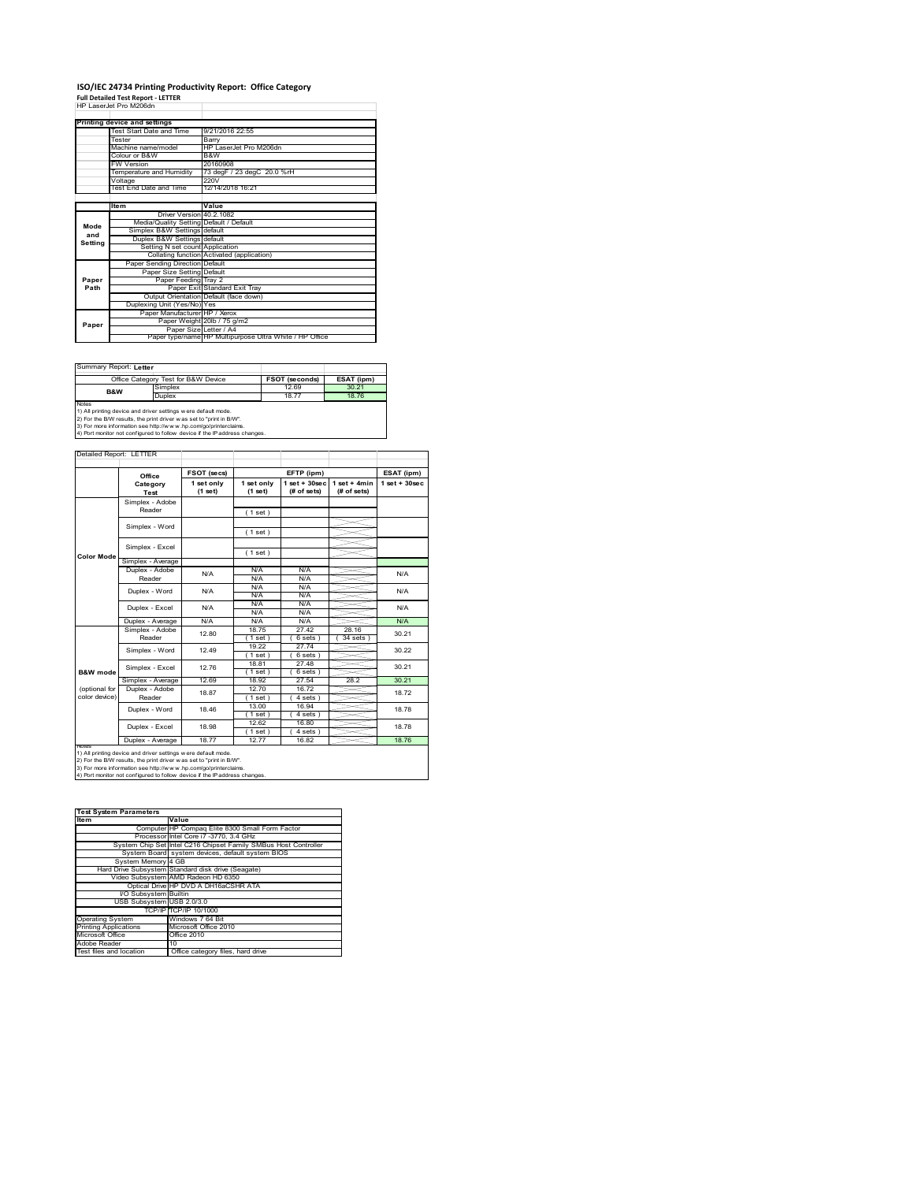# ISO/IEC 24734 Printing Productivity Report: Office Category

**Full Detailed Test Report - LETTER**

HP LaserJet Pro M206dn

| Printing device and settings | |
|---|---|
| Test Start Date and Time | 9/21/2016 22:55 |
| Tester | Barry |
| Machine name/model | HP LaserJet Pro M206dn |
| Colour or B&W | B&W |
| FW Version | 20160908 |
| Temperature and Humidity | 73 degF / 23 degC 20.0 %rH |
| Voltage | 220V |
| Test End Date and Time | 12/14/2018 16:21 |

| | Item | Value |
|---|---|---|
| Mode and Setting | Driver Version | 40.2.1082 |
| | Media/Quality Setting | Default / Default |
| | Simplex B&W Settings | default |
| | Duplex B&W Settings | default |
| | Setting N set count | Application |
| | Collating function | Activated (application) |
| Paper Path | Paper Sending Direction | Default |
| | Paper Size Setting | Default |
| | Paper Feeding | Tray 2 |
| | Paper Exit | Standard Exit Tray |
| | Output Orientation | Default (face down) |
| | Duplexing Unit (Yes/No) | Yes |
| Paper | Paper Manufacturer | HP / Xerox |
| | Paper Weight | 20lb / 75 g/m2 |
| | Paper Size | Letter / A4 |
| | Paper type/name | HP Multipurpose Ultra White / HP Office |

Summary Report: **Letter**

| Office Category Test for B&W Device | | FSOT (seconds) | ESAT (ipm) |
|---|---|---|---|
| B&W | Simplex | 12.69 | 30.21 |
| | Duplex | 18.77 | 18.76 |

Notes
1) All printing device and driver settings were default mode.
2) For the B/W results, the print driver was set to "print in B/W".
3) For more information see http://www.hp.com/go/printerclaims.
4) Port monitor not configured to follow device if the IP address changes.

Detailed Report: LETTER

| | Office Category Test | FSOT (secs) 1 set only (1 set) | EFTP (ipm) 1 set only (1 set) | EFTP (ipm) 1 set + 30sec (# of sets) | EFTP (ipm) 1 set + 4min (# of sets) | ESAT (ipm) 1 set + 30sec |
|---|---|---|---|---|---|---|
| Color Mode | Simplex - Adobe Reader | | ( 1 set ) | | | |
| | Simplex - Word | | ( 1 set ) | | | |
| | Simplex - Excel | | ( 1 set ) | | | |
| | Simplex - Average | | | | | |
| | Duplex - Adobe Reader | N/A | N/A<br>N/A | N/A<br>N/A | | N/A |
| | Duplex - Word | N/A | N/A<br>N/A | N/A<br>N/A | | N/A |
| | Duplex - Excel | N/A | N/A<br>N/A | N/A<br>N/A | | N/A |
| | Duplex - Average | N/A | N/A | N/A | | N/A |
| B&W mode (optional for color device) | Simplex - Adobe Reader | 12.80 | 18.75<br>( 1 set ) | 27.42<br>( 6 sets ) | 28.16<br>( 34 sets ) | 30.21 |
| | Simplex - Word | 12.49 | 19.22<br>( 1 set ) | 27.74<br>( 6 sets ) | | 30.22 |
| | Simplex - Excel | 12.76 | 18.81<br>( 1 set ) | 27.48<br>( 6 sets ) | | 30.21 |
| | Simplex - Average | 12.69 | 18.92 | 27.54 | 28.2 | 30.21 |
| | Duplex - Adobe Reader | 18.87 | 12.70<br>( 1 set ) | 16.72<br>( 4 sets ) | | 18.72 |
| | Duplex - Word | 18.46 | 13.00<br>( 1 set ) | 16.94<br>( 4 sets ) | | 18.78 |
| | Duplex - Excel | 18.98 | 12.62<br>( 1 set ) | 16.80<br>( 4 sets ) | | 18.78 |
| | Duplex - Average | 18.77 | 12.77 | 16.82 | | 18.76 |

Notes
1) All printing device and driver settings were default mode.
2) For the B/W results, the print driver was set to "print in B/W".
3) For more information see http://www.hp.com/go/printerclaims.
4) Port monitor not configured to follow device if the IP address changes.

| Test System Parameters | |
|---|---|
| Item | Value |
| Computer | HP Compaq Elite 8300 Small Form Factor |
| Processor | Intel Core i7 -3770, 3.4 GHz |
| System Chip Set | Intel C216 Chipset Family SMBus Host Controller |
| System Board | system devices, default system BIOS |
| System Memory | 4 GB |
| Hard Drive Subsystem | Standard disk drive (Seagate) |
| Video Subsystem | AMD Radeon HD 6350 |
| Optical Drive | HP DVD A DH16aCSHR ATA |
| I/O Subsystem | Builtin |
| USB Subsystem | USB 2.0/3.0 |
| TCP/IP | TCP/IP 10/1000 |
| Operating System | Windows 7 64 Bit |
| Printing Applications | Microsoft Office 2010 |
| Microsoft Office | Office 2010 |
| Adobe Reader | 10 |
| Test files and location | Office category files, hard drive |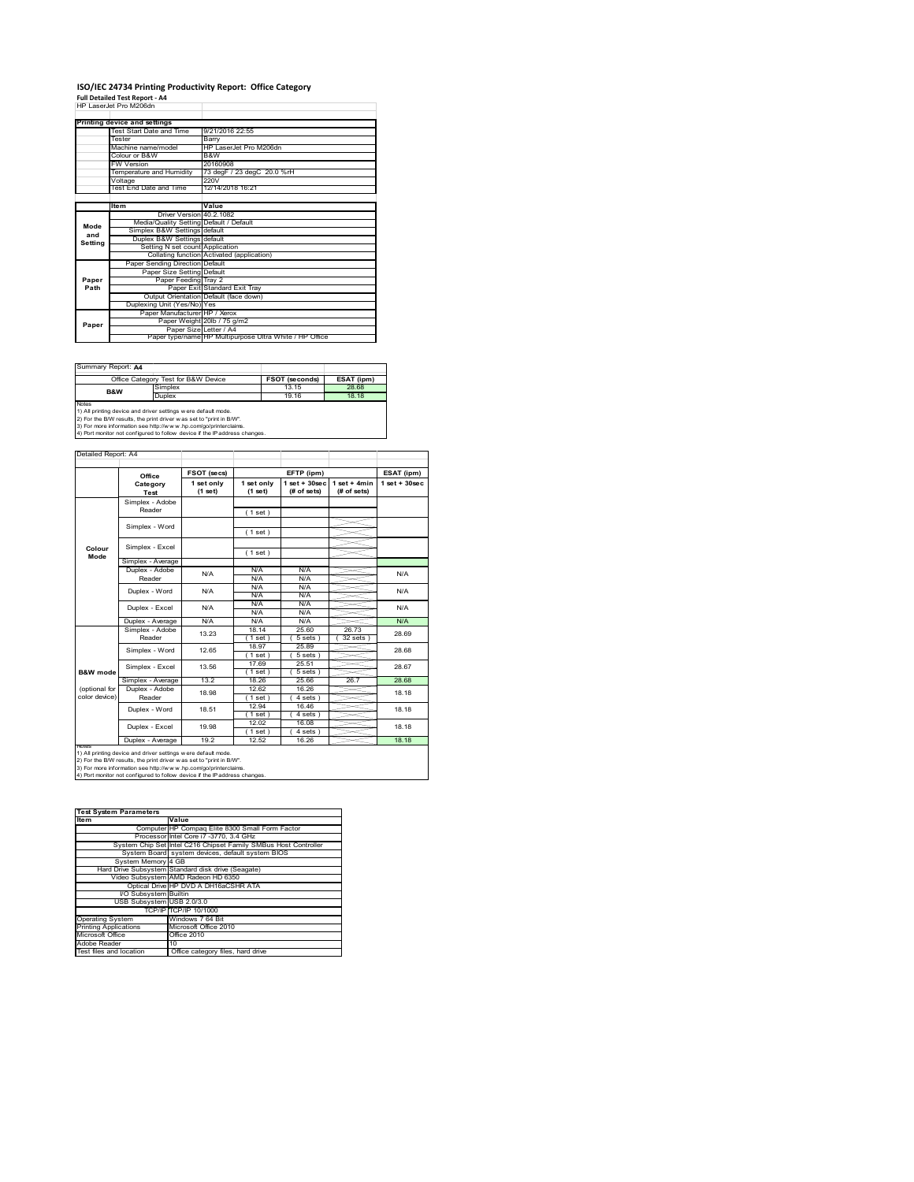# ISO/IEC 24734 Printing Productivity Report: Office Category

**Full Detailed Test Report - A4**

HP LaserJet Pro M206dn

| Printing device and settings | |
|---|---|
| Test Start Date and Time | 9/21/2016 22:55 |
| Tester | Barry |
| Machine name/model | HP LaserJet Pro M206dn |
| Colour or B&W | B&W |
| FW Version | 20160908 |
| Temperature and Humidity | 73 degF / 23 degC 20.0 %rH |
| Voltage | 220V |
| Test End Date and Time | 12/14/2018 16:21 |

| | Item | Value |
|---|---|---|
| Mode and Setting | Driver Version | 40.2.1082 |
| | Media/Quality Setting | Default / Default |
| | Simplex B&W Settings | default |
| | Duplex B&W Settings | default |
| | Setting N set count | Application |
| | Collating function | Activated (application) |
| Paper Path | Paper Sending Direction | Default |
| | Paper Size Setting | Default |
| | Paper Feeding | Tray 2 |
| | Paper Exit | Standard Exit Tray |
| | Output Orientation | Default (face down) |
| | Duplexing Unit (Yes/No) | Yes |
| Paper | Paper Manufacturer | HP / Xerox |
| | Paper Weight | 20lb / 75 g/m2 |
| | Paper Size | Letter / A4 |
| | Paper type/name | HP Multipurpose Ultra White / HP Office |

Summary Report: **A4**

| Office Category Test for B&W Device | | FSOT (seconds) | ESAT (ipm) |
|---|---|---|---|
| B&W | Simplex | 13.15 | 28.68 |
| | Duplex | 19.16 | 18.18 |

Notes
1) All printing device and driver settings were default mode.
2) For the B/W results, the print driver was set to "print in B/W".
3) For more information see http://www.hp.com/go/printerclaims.
4) Port monitor not configured to follow device if the IP address changes.

Detailed Report: A4

| | Office Category Test | FSOT (secs) 1 set only (1 set) | EFTP (ipm) 1 set only (1 set) | EFTP (ipm) 1 set + 30sec (# of sets) | EFTP (ipm) 1 set + 4min (# of sets) | ESAT (ipm) 1 set + 30sec |
|---|---|---|---|---|---|---|
| Colour Mode | Simplex - Adobe Reader | | ( 1 set ) | | | |
| | Simplex - Word | | ( 1 set ) | | | |
| | Simplex - Excel | | ( 1 set ) | | | |
| | Simplex - Average | | | | | |
| | Duplex - Adobe Reader | N/A | N/A<br>N/A | N/A<br>N/A | | N/A |
| | Duplex - Word | N/A | N/A<br>N/A | N/A<br>N/A | | N/A |
| | Duplex - Excel | N/A | N/A<br>N/A | N/A<br>N/A | | N/A |
| | Duplex - Average | N/A | N/A | N/A | | N/A |
| B&W mode (optional for color device) | Simplex - Adobe Reader | 13.23 | 18.14<br>( 1 set ) | 25.60<br>( 5 sets ) | 26.73<br>( 32 sets ) | 28.69 |
| | Simplex - Word | 12.65 | 18.97<br>( 1 set ) | 25.89<br>( 5 sets ) | | 28.68 |
| | Simplex - Excel | 13.56 | 17.69<br>( 1 set ) | 25.51<br>( 5 sets ) | | 28.67 |
| | Simplex - Average | 13.2 | 18.26 | 25.66 | 26.7 | 28.68 |
| | Duplex - Adobe Reader | 18.98 | 12.62<br>( 1 set ) | 16.26<br>( 4 sets ) | | 18.18 |
| | Duplex - Word | 18.51 | 12.94<br>( 1 set ) | 16.46<br>( 4 sets ) | | 18.18 |
| | Duplex - Excel | 19.98 | 12.02<br>( 1 set ) | 16.08<br>( 4 sets ) | | 18.18 |
| | Duplex - Average | 19.2 | 12.52 | 16.26 | | 18.18 |

Notes
1) All printing device and driver settings were default mode.
2) For the B/W results, the print driver was set to "print in B/W".
3) For more information see http://www.hp.com/go/printerclaims.
4) Port monitor not configured to follow device if the IP address changes.

| Test System Parameters | |
|---|---|
| Item | Value |
| Computer | HP Compaq Elite 8300 Small Form Factor |
| Processor | Intel Core i7 -3770, 3.4 GHz |
| System Chip Set | Intel C216 Chipset Family SMBus Host Controller |
| System Board | system devices, default system BIOS |
| System Memory | 4 GB |
| Hard Drive Subsystem | Standard disk drive (Seagate) |
| Video Subsystem | AMD Radeon HD 6350 |
| Optical Drive | HP DVD A DH16aCSHR ATA |
| I/O Subsystem | Builtin |
| USB Subsystem | USB 2.0/3.0 |
| TCP/IP | TCP/IP 10/1000 |
| Operating System | Windows 7 64 Bit |
| Printing Applications | Microsoft Office 2010 |
| Microsoft Office | Office 2010 |
| Adobe Reader | 10 |
| Test files and location | Office category files, hard drive |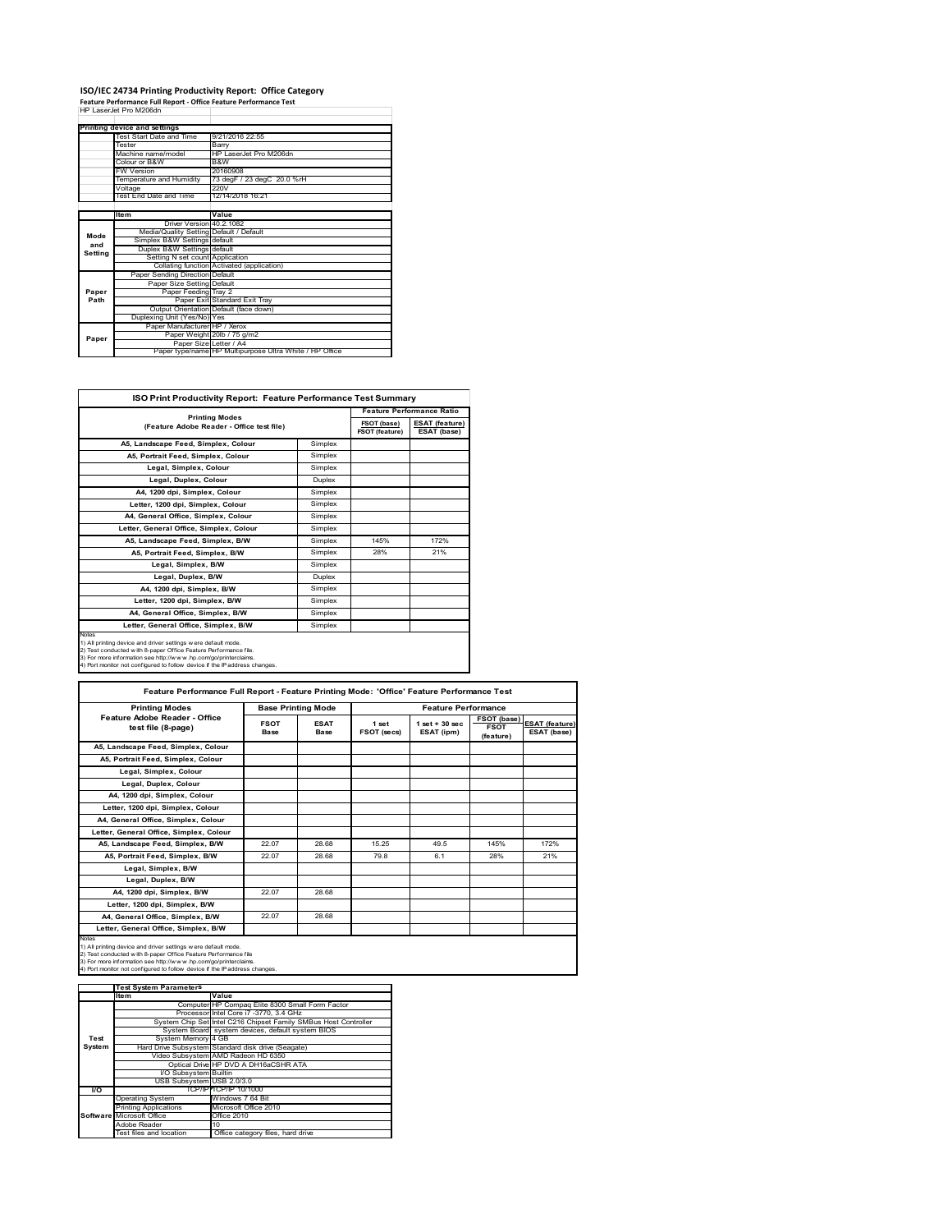# ISO/IEC 24734 Printing Productivity Report: Office Category

**Feature Performance Full Report - Office Feature Performance Test**

HP LaserJet Pro M206dn

| Printing device and settings | |
|---|---|
| Test Start Date and Time | 9/21/2016 22:55 |
| Tester | Barry |
| Machine name/model | HP LaserJet Pro M206dn |
| Colour or B&W | B&W |
| FW Version | 20160908 |
| Temperature and Humidity | 73 degF / 23 degC 20.0 %rH |
| Voltage | 220V |
| Test End Date and Time | 12/14/2018 16:21 |

| | Item | Value |
|---|---|---|
| Mode and Setting | Driver Version | 40.2.1082 |
| | Media/Quality Setting | Default / Default |
| | Simplex B&W Settings | default |
| | Duplex B&W Settings | default |
| | Setting N set count | Application |
| | Collating function | Activated (application) |
| Paper Path | Paper Sending Direction | Default |
| | Paper Size Setting | Default |
| | Paper Feeding | Tray 2 |
| | Paper Exit | Standard Exit Tray |
| | Output Orientation | Default (face down) |
| | Duplexing Unit (Yes/No) | Yes |
| Paper | Paper Manufacturer | HP / Xerox |
| | Paper Weight | 20lb / 75 g/m2 |
| | Paper Size | Letter / A4 |
| | Paper type/name | HP Multipurpose Ultra White / HP Office |

## ISO Print Productivity Report: Feature Performance Test Summary

| Printing Modes (Feature Adobe Reader - Office test file) | | Feature Performance Ratio FSOT (base) / FSOT (feature) | ESAT (feature) / ESAT (base) |
|---|---|---|---|
| A5, Landscape Feed, Simplex, Colour | Simplex | | |
| A5, Portrait Feed, Simplex, Colour | Simplex | | |
| Legal, Simplex, Colour | Simplex | | |
| Legal, Duplex, Colour | Duplex | | |
| A4, 1200 dpi, Simplex, Colour | Simplex | | |
| Letter, 1200 dpi, Simplex, Colour | Simplex | | |
| A4, General Office, Simplex, Colour | Simplex | | |
| Letter, General Office, Simplex, Colour | Simplex | | |
| A5, Landscape Feed, Simplex, B/W | Simplex | 145% | 172% |
| A5, Portrait Feed, Simplex, B/W | Simplex | 28% | 21% |
| Legal, Simplex, B/W | Simplex | | |
| Legal, Duplex, B/W | Duplex | | |
| A4, 1200 dpi, Simplex, B/W | Simplex | | |
| Letter, 1200 dpi, Simplex, B/W | Simplex | | |
| A4, General Office, Simplex, B/W | Simplex | | |
| Letter, General Office, Simplex, B/W | Simplex | | |

Notes
1) All printing device and driver settings were default mode.
2) Test conducted with 8-paper Office Feature Performance file.
3) For more information see http://www.hp.com/go/printerclaims.
4) Port monitor not configured to follow device if the IP address changes.

## Feature Performance Full Report - Feature Printing Mode: 'Office' Feature Performance Test

| Printing Modes Feature Adobe Reader - Office test file (8-page) | Base Printing Mode FSOT Base | ESAT Base | Feature Performance 1 set FSOT (secs) | 1 set + 30 sec ESAT (ipm) | FSOT (base) / FSOT (feature) | ESAT (feature) / ESAT (base) |
|---|---|---|---|---|---|---|
| A5, Landscape Feed, Simplex, Colour | | | | | | |
| A5, Portrait Feed, Simplex, Colour | | | | | | |
| Legal, Simplex, Colour | | | | | | |
| Legal, Duplex, Colour | | | | | | |
| A4, 1200 dpi, Simplex, Colour | | | | | | |
| Letter, 1200 dpi, Simplex, Colour | | | | | | |
| A4, General Office, Simplex, Colour | | | | | | |
| Letter, General Office, Simplex, Colour | | | | | | |
| A5, Landscape Feed, Simplex, B/W | 22.07 | 28.68 | 15.25 | 49.5 | 145% | 172% |
| A5, Portrait Feed, Simplex, B/W | 22.07 | 28.68 | 79.8 | 6.1 | 28% | 21% |
| Legal, Simplex, B/W | | | | | | |
| Legal, Duplex, B/W | | | | | | |
| A4, 1200 dpi, Simplex, B/W | 22.07 | 28.68 | | | | |
| Letter, 1200 dpi, Simplex, B/W | | | | | | |
| A4, General Office, Simplex, B/W | 22.07 | 28.68 | | | | |
| Letter, General Office, Simplex, B/W | | | | | | |

Notes
1) All printing device and driver settings were default mode.
2) Test conducted with 8-paper Office Feature Performance file
3) For more information see http://www.hp.com/go/printerclaims.
4) Port monitor not configured to follow device if the IP address changes.

| | Test System Parameters Item | Value |
|---|---|---|
| Test System | Computer | HP Compaq Elite 8300 Small Form Factor |
| | Processor | Intel Core i7 -3770, 3.4 GHz |
| | System Chip Set | Intel C216 Chipset Family SMBus Host Controller |
| | System Board | system devices, default system BIOS |
| | System Memory | 4 GB |
| | Hard Drive Subsystem | Standard disk drive (Seagate) |
| | Video Subsystem | AMD Radeon HD 6350 |
| | Optical Drive | HP DVD A DH16aCSHR ATA |
| | I/O Subsystem | Builtin |
| | USB Subsystem | USB 2.0/3.0 |
| I/O | TCP/IP | TCP/IP 10/1000 |
| Software | Operating System | Windows 7 64 Bit |
| | Printing Applications | Microsoft Office 2010 |
| | Microsoft Office | Office 2010 |
| | Adobe Reader | 10 |
| | Test files and location | Office category files, hard drive |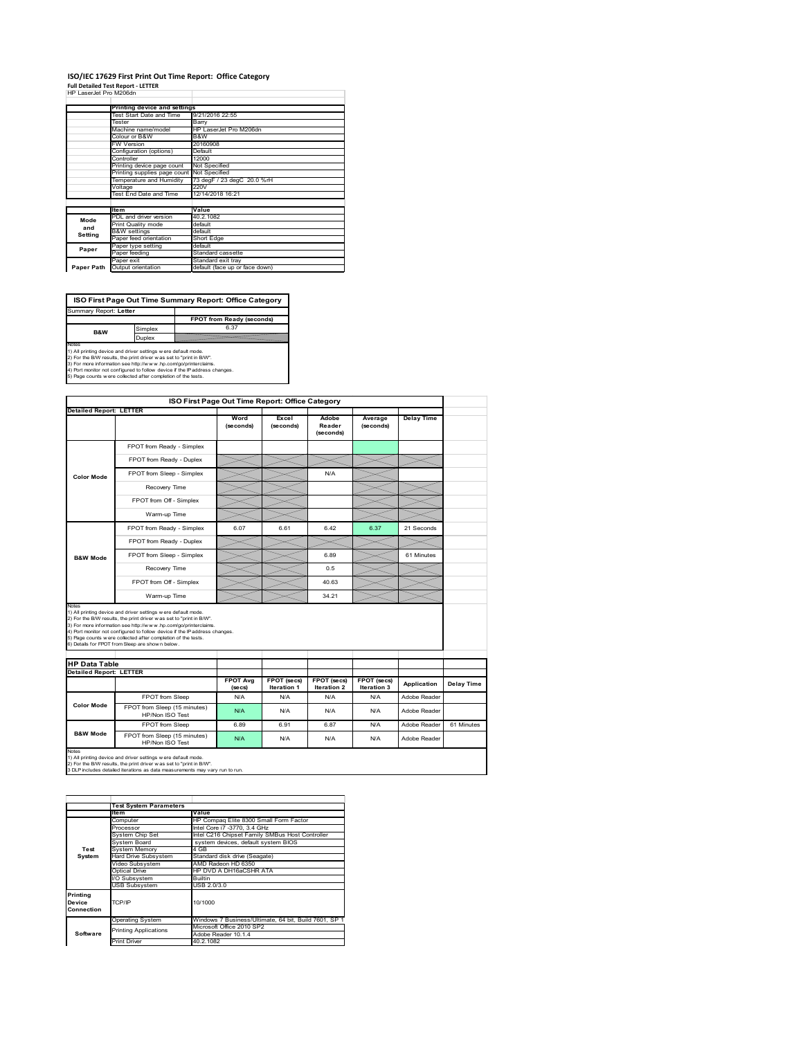# ISO/IEC 17629 First Print Out Time Report: Office Category

**Full Detailed Test Report - LETTER**

HP LaserJet Pro M206dn

| | Printing device and settings | |
|---|---|---|
| | Test Start Date and Time | 9/21/2016 22:55 |
| | Tester | Barry |
| | Machine name/model | HP LaserJet Pro M206dn |
| | Colour or B&W | B&W |
| | FW Version | 20160908 |
| | Configuration (options) | Default |
| | Controller | 12000 |
| | Printing device page count | Not Specified |
| | Printing supplies page count | Not Specified |
| | Temperature and Humidity | 73 degF / 23 degC 20.0 %rH |
| | Voltage | 220V |
| | Test End Date and Time | 12/14/2018 16:21 |

| | Item | Value |
|---|---|---|
| Mode and Setting | PDL and driver version | 40.2.1082 |
| | Print Quality mode | default |
| | B&W settings | default |
| | Paper feed orientation | Short Edge |
| Paper | Paper type setting | default |
| | Paper feeding | Standard cassette |
| | Paper exit | Standard exit tray |
| Paper Path | Output orientation | default (face up or face down) |

## ISO First Page Out Time Summary Report: Office Category

Summary Report: **Letter**

| | | FPOT from Ready (seconds) |
|---|---|---|
| B&W | Simplex | 6.37 |
| | Duplex | |

Notes
1) All printing device and driver settings were default mode.
2) For the B/W results, the print driver was set to "print in B/W".
3) For more information see http://www.hp.com/go/printerclaims.
4) Port monitor not configured to follow device if the IP address changes.
5) Page counts were collected after completion of the tests.

## ISO First Page Out Time Report: Office Category

**Detailed Report: LETTER**

| | | Word (seconds) | Excel (seconds) | Adobe Reader (seconds) | Average (seconds) | Delay Time |
|---|---|---|---|---|---|---|
| Color Mode | FPOT from Ready - Simplex | | | | | |
| | FPOT from Ready - Duplex | | | | | |
| | FPOT from Sleep - Simplex | | | N/A | | |
| | Recovery Time | | | | | |
| | FPOT from Off - Simplex | | | | | |
| | Warm-up Time | | | | | |
| B&W Mode | FPOT from Ready - Simplex | 6.07 | 6.61 | 6.42 | 6.37 | 21 Seconds |
| | FPOT from Ready - Duplex | | | | | |
| | FPOT from Sleep - Simplex | | | 6.89 | | 61 Minutes |
| | Recovery Time | | | 0.5 | | |
| | FPOT from Off - Simplex | | | 40.63 | | |
| | Warm-up Time | | | 34.21 | | |

Notes
1) All printing device and driver settings were default mode.
2) For the B/W results, the print driver was set to "print in B/W".
3) For more information see http://www.hp.com/go/printerclaims.
4) Port monitor not configured to follow device if the IP address changes.
5) Page counts were collected after completion of the tests.
6) Details for FPOT from Sleep are shown below.

## HP Data Table

**Detailed Report: LETTER**

| | | FPOT Avg (secs) | FPOT (secs) Iteration 1 | FPOT (secs) Iteration 2 | FPOT (secs) Iteration 3 | Application | Delay Time |
|---|---|---|---|---|---|---|---|
| Color Mode | FPOT from Sleep | N/A | N/A | N/A | N/A | Adobe Reader | |
| | FPOT from Sleep (15 minutes) HP/Non ISO Test | N/A | N/A | N/A | N/A | Adobe Reader | |
| B&W Mode | FPOT from Sleep | 6.89 | 6.91 | 6.87 | N/A | Adobe Reader | 61 Minutes |
| | FPOT from Sleep (15 minutes) HP/Non ISO Test | N/A | N/A | N/A | N/A | Adobe Reader | |

Notes
1) All printing device and driver settings were default mode.
2) For the B/W results, the print driver was set to "print in B/W".
3 DLP includes detailed iterations as data measurements may vary run to run.

| | Test System Parameters | |
|---|---|---|
| | Item | Value |
| Test System | Computer | HP Compaq Elite 8300 Small Form Factor |
| | Processor | Intel Core i7 -3770, 3.4 GHz |
| | System Chip Set | Intel C216 Chipset Family SMBus Host Controller |
| | System Board | system devices, default system BIOS |
| | System Memory | 4 GB |
| | Hard Drive Subsystem | Standard disk drive (Seagate) |
| | Video Subsystem | AMD Radeon HD 6350 |
| | Optical Drive | HP DVD A DH16aCSHR ATA |
| | I/O Subsystem | Builtin |
| | USB Subsystem | USB 2.0/3.0 |
| Printing Device Connection | TCP/IP | 10/1000 |
| Software | Operating System | Windows 7 Business/Ultimate, 64 bit, Build 7601, SP 1 |
| | Printing Applications | Microsoft Office 2010 SP2 |
| | | Adobe Reader 10.1.4 |
| | Print Driver | 40.2.1082 |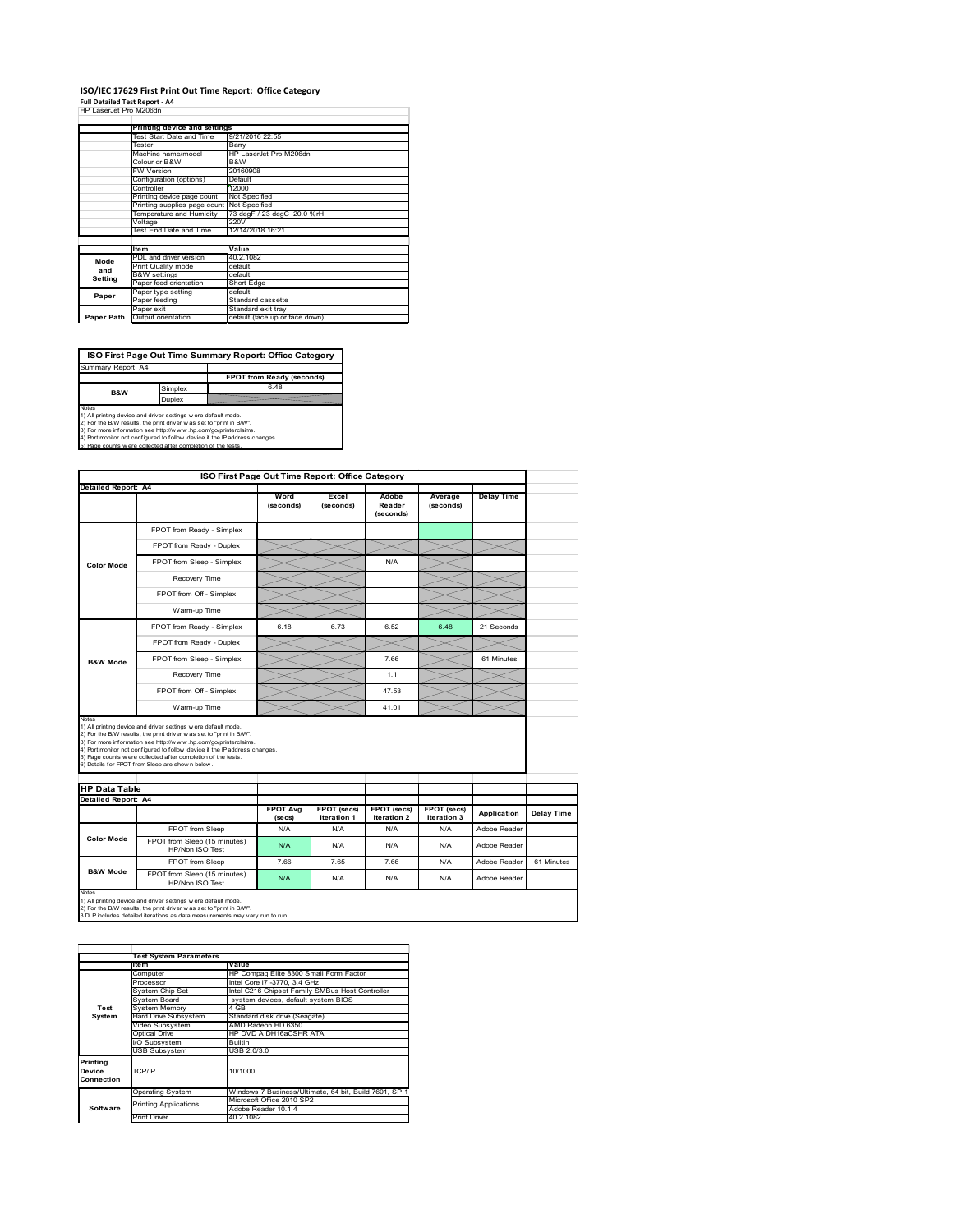# ISO/IEC 17629 First Print Out Time Report: Office Category

**Full Detailed Test Report - A4**

HP LaserJet Pro M206dn

| | Printing device and settings | |
|---|---|---|
| | Test Start Date and Time | 9/21/2016 22:55 |
| | Tester | Barry |
| | Machine name/model | HP LaserJet Pro M206dn |
| | Colour or B&W | B&W |
| | FW Version | 20160908 |
| | Configuration (options) | Default |
| | Controller | 12000 |
| | Printing device page count | Not Specified |
| | Printing supplies page count | Not Specified |
| | Temperature and Humidity | 73 degF / 23 degC 20.0 %rH |
| | Voltage | 220V |
| | Test End Date and Time | 12/14/2018 16:21 |

| | Item | Value |
|---|---|---|
| Mode and Setting | PDL and driver version | 40.2.1082 |
| | Print Quality mode | default |
| | B&W settings | default |
| | Paper feed orientation | Short Edge |
| Paper | Paper type setting | default |
| | Paper feeding | Standard cassette |
| | Paper exit | Standard exit tray |
| Paper Path | Output orientation | default (face up or face down) |

**ISO First Page Out Time Summary Report: Office Category**

| Summary Report: A4 | | FPOT from Ready (seconds) |
|---|---|---|
| B&W | Simplex | 6.48 |
| | Duplex | |

Notes
1) All printing device and driver settings were default mode.
2) For the B/W results, the print driver was set to "print in B/W".
3) For more information see http://www.hp.com/go/printerclaims.
4) Port monitor not configured to follow device if the IP address changes.
5) Page counts were collected after completion of the tests.

**ISO First Page Out Time Report: Office Category**

| Detailed Report: A4 | | Word (seconds) | Excel (seconds) | Adobe Reader (seconds) | Average (seconds) | Delay Time |
|---|---|---|---|---|---|---|
| Color Mode | FPOT from Ready - Simplex | | | | | |
| | FPOT from Ready - Duplex | | | | | |
| | FPOT from Sleep - Simplex | | | N/A | | |
| | Recovery Time | | | | | |
| | FPOT from Off - Simplex | | | | | |
| | Warm-up Time | | | | | |
| B&W Mode | FPOT from Ready - Simplex | 6.18 | 6.73 | 6.52 | 6.48 | 21 Seconds |
| | FPOT from Ready - Duplex | | | | | |
| | FPOT from Sleep - Simplex | | | 7.66 | | 61 Minutes |
| | Recovery Time | | | 1.1 | | |
| | FPOT from Off - Simplex | | | 47.53 | | |
| | Warm-up Time | | | 41.01 | | |

Notes
1) All printing device and driver settings were default mode.
2) For the B/W results, the print driver was set to "print in B/W".
3) For more information see http://www.hp.com/go/printerclaims.
4) Port monitor not configured to follow device if the IP address changes.
5) Page counts were collected after completion of the tests.
6) Details for FPOT from Sleep are shown below.

**HP Data Table**

| Detailed Report: A4 | | FPOT Avg (secs) | FPOT (secs) Iteration 1 | FPOT (secs) Iteration 2 | FPOT (secs) Iteration 3 | Application | Delay Time |
|---|---|---|---|---|---|---|---|
| Color Mode | FPOT from Sleep | N/A | N/A | N/A | N/A | Adobe Reader | |
| | FPOT from Sleep (15 minutes) HP/Non ISO Test | N/A | N/A | N/A | N/A | Adobe Reader | |
| B&W Mode | FPOT from Sleep | 7.66 | 7.65 | 7.66 | N/A | Adobe Reader | 61 Minutes |
| | FPOT from Sleep (15 minutes) HP/Non ISO Test | N/A | N/A | N/A | N/A | Adobe Reader | |

Notes
1) All printing device and driver settings were default mode.
2) For the B/W results, the print driver was set to "print in B/W".
3 DLP includes detailed iterations as data measurements may vary run to run.

| | Test System Parameters | |
|---|---|---|
| | Item | Value |
| Test System | Computer | HP Compaq Elite 8300 Small Form Factor |
| | Processor | Intel Core i7 -3770, 3.4 GHz |
| | System Chip Set | Intel C216 Chipset Family SMBus Host Controller |
| | System Board | system devices, default system BIOS |
| | System Memory | 4 GB |
| | Hard Drive Subsystem | Standard disk drive (Seagate) |
| | Video Subsystem | AMD Radeon HD 6350 |
| | Optical Drive | HP DVD A DH16aCSHR ATA |
| | I/O Subsystem | Builtin |
| | USB Subsystem | USB 2.0/3.0 |
| Printing Device Connection | TCP/IP | 10/1000 |
| Software | Operating System | Windows 7 Business/Ultimate, 64 bit, Build 7601, SP 1 |
| | Printing Applications | Microsoft Office 2010 SP2 |
| | | Adobe Reader 10.1.4 |
| | Print Driver | 40.2.1082 |